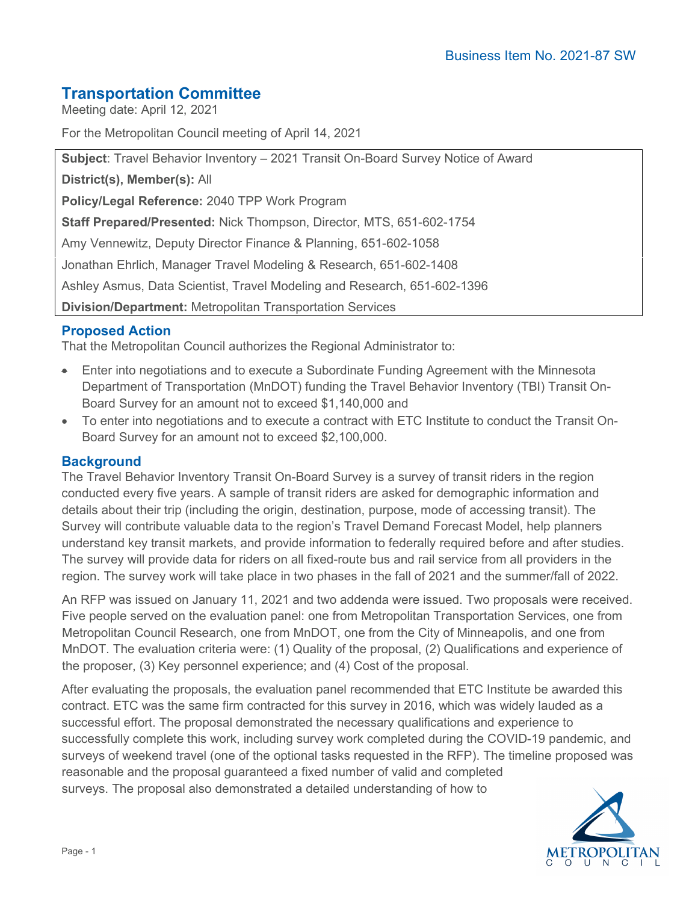Business Item No. 2021-87 SW

## Transportation Committee

Meeting date: April 12, 2021

For the Metropolitan Council meeting of April 14, 2021

**Subject**: Travel Behavior Inventory – 2021 Transit On-Board Survey Notice of Award

**District(s), Member(s):** All

**Policy/Legal Reference:** 2040 TPP Work Program

**Staff Prepared/Presented:** Nick Thompson, Director, MTS, 651-602-1754

Amy Vennewitz, Deputy Director Finance & Planning, 651-602-1058

Jonathan Ehrlich, Manager Travel Modeling & Research, 651-602-1408

Ashley Asmus, Data Scientist, Travel Modeling and Research, 651-602-1396

**Division/Department:** Metropolitan Transportation Services

## Proposed Action

That the Metropolitan Council authorizes the Regional Administrator to:

- Enter into negotiations and to execute a Subordinate Funding Agreement with the Minnesota Department of Transportation (MnDOT) funding the Travel Behavior Inventory (TBI) Transit On-Board Survey for an amount not to exceed $1,140,000 and
- To enter into negotiations and to execute a contract with ETC Institute to conduct the Transit On-Board Survey for an amount not to exceed $2,100,000.

## Background

The Travel Behavior Inventory Transit On-Board Survey is a survey of transit riders in the region conducted every five years. A sample of transit riders are asked for demographic information and details about their trip (including the origin, destination, purpose, mode of accessing transit). The Survey will contribute valuable data to the region's Travel Demand Forecast Model, help planners understand key transit markets, and provide information to federally required before and after studies. The survey will provide data for riders on all fixed-route bus and rail service from all providers in the region. The survey work will take place in two phases in the fall of 2021 and the summer/fall of 2022.

An RFP was issued on January 11, 2021 and two addenda were issued. Two proposals were received. Five people served on the evaluation panel: one from Metropolitan Transportation Services, one from Metropolitan Council Research, one from MnDOT, one from the City of Minneapolis, and one from MnDOT. The evaluation criteria were: (1) Quality of the proposal, (2) Qualifications and experience of the proposer, (3) Key personnel experience; and (4) Cost of the proposal.

After evaluating the proposals, the evaluation panel recommended that ETC Institute be awarded this contract. ETC was the same firm contracted for this survey in 2016, which was widely lauded as a successful effort. The proposal demonstrated the necessary qualifications and experience to successfully complete this work, including survey work completed during the COVID-19 pandemic, and surveys of weekend travel (one of the optional tasks requested in the RFP). The timeline proposed was reasonable and the proposal guaranteed a fixed number of valid and completed surveys. The proposal also demonstrated a detailed understanding of how to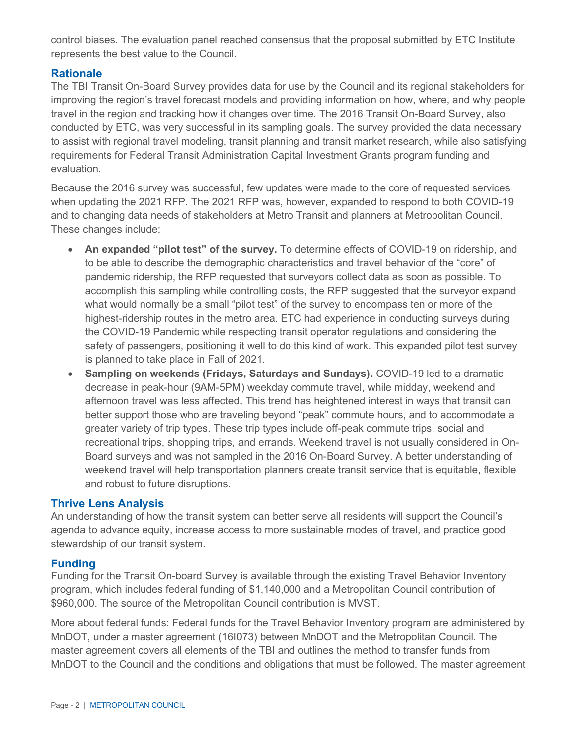control biases. The evaluation panel reached consensus that the proposal submitted by ETC Institute represents the best value to the Council.

## Rationale

The TBI Transit On-Board Survey provides data for use by the Council and its regional stakeholders for improving the region's travel forecast models and providing information on how, where, and why people travel in the region and tracking how it changes over time. The 2016 Transit On-Board Survey, also conducted by ETC, was very successful in its sampling goals. The survey provided the data necessary to assist with regional travel modeling, transit planning and transit market research, while also satisfying requirements for Federal Transit Administration Capital Investment Grants program funding and evaluation.

Because the 2016 survey was successful, few updates were made to the core of requested services when updating the 2021 RFP. The 2021 RFP was, however, expanded to respond to both COVID-19 and to changing data needs of stakeholders at Metro Transit and planners at Metropolitan Council. These changes include:

- **An expanded "pilot test" of the survey.** To determine effects of COVID-19 on ridership, and to be able to describe the demographic characteristics and travel behavior of the "core" of pandemic ridership, the RFP requested that surveyors collect data as soon as possible. To accomplish this sampling while controlling costs, the RFP suggested that the surveyor expand what would normally be a small "pilot test" of the survey to encompass ten or more of the highest-ridership routes in the metro area. ETC had experience in conducting surveys during the COVID-19 Pandemic while respecting transit operator regulations and considering the safety of passengers, positioning it well to do this kind of work. This expanded pilot test survey is planned to take place in Fall of 2021.
- **Sampling on weekends (Fridays, Saturdays and Sundays).** COVID-19 led to a dramatic decrease in peak-hour (9AM-5PM) weekday commute travel, while midday, weekend and afternoon travel was less affected. This trend has heightened interest in ways that transit can better support those who are traveling beyond "peak" commute hours, and to accommodate a greater variety of trip types. These trip types include off-peak commute trips, social and recreational trips, shopping trips, and errands. Weekend travel is not usually considered in On-Board surveys and was not sampled in the 2016 On-Board Survey. A better understanding of weekend travel will help transportation planners create transit service that is equitable, flexible and robust to future disruptions.

## Thrive Lens Analysis

An understanding of how the transit system can better serve all residents will support the Council's agenda to advance equity, increase access to more sustainable modes of travel, and practice good stewardship of our transit system.

## Funding

Funding for the Transit On-board Survey is available through the existing Travel Behavior Inventory program, which includes federal funding of $1,140,000 and a Metropolitan Council contribution of $960,000. The source of the Metropolitan Council contribution is MVST.

More about federal funds: Federal funds for the Travel Behavior Inventory program are administered by MnDOT, under a master agreement (16I073) between MnDOT and the Metropolitan Council. The master agreement covers all elements of the TBI and outlines the method to transfer funds from MnDOT to the Council and the conditions and obligations that must be followed. The master agreement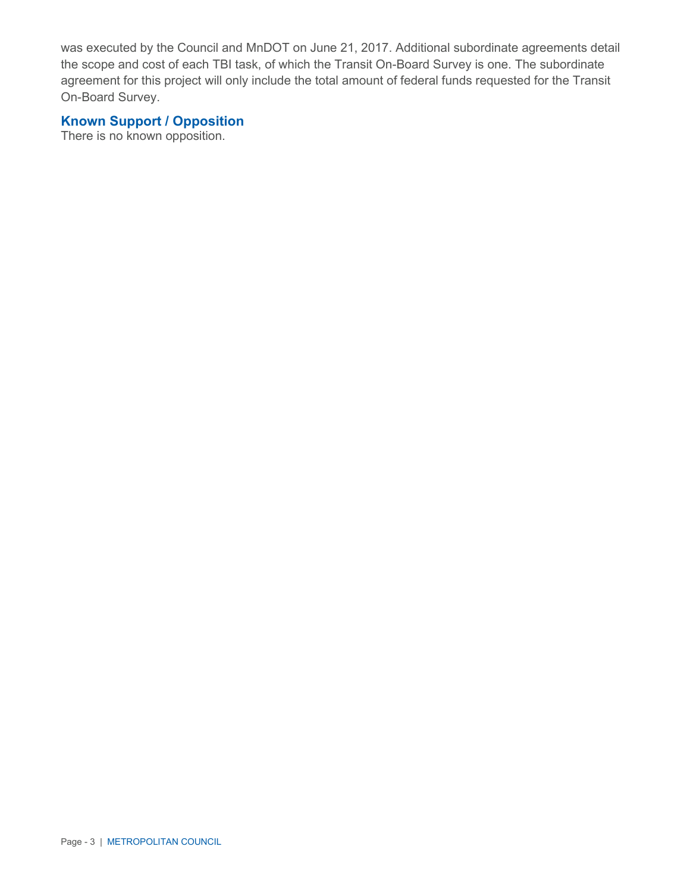was executed by the Council and MnDOT on June 21, 2017. Additional subordinate agreements detail the scope and cost of each TBI task, of which the Transit On-Board Survey is one. The subordinate agreement for this project will only include the total amount of federal funds requested for the Transit On-Board Survey.

## Known Support / Opposition

There is no known opposition.